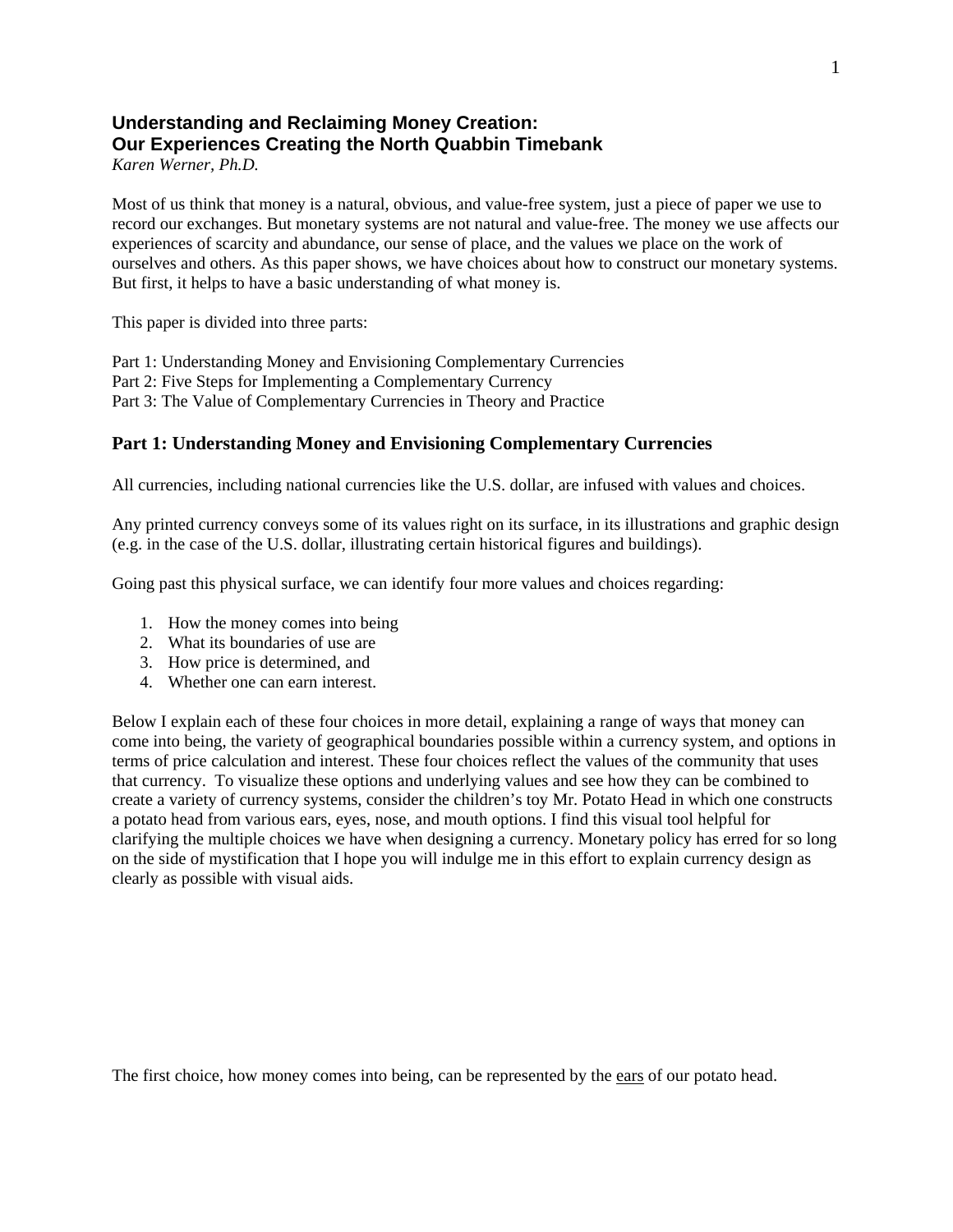# Understanding and Reclaiming Money Creation: Our Experiences Creating the North Quabbin Timebank

*Karen Werner, Ph.D.*

Most of us think that money is a natural, obvious, and value-free system, just a piece of paper we use to record our exchanges. But monetary systems are not natural and value-free. The money we use affects our experiences of scarcity and abundance, our sense of place, and the values we place on the work of ourselves and others. As this paper shows, we have choices about how to construct our monetary systems. But first, it helps to have a basic understanding of what money is.

This paper is divided into three parts:

Part 1: Understanding Money and Envisioning Complementary Currencies
Part 2: Five Steps for Implementing a Complementary Currency
Part 3: The Value of Complementary Currencies in Theory and Practice

## Part 1: Understanding Money and Envisioning Complementary Currencies

All currencies, including national currencies like the U.S. dollar, are infused with values and choices.

Any printed currency conveys some of its values right on its surface, in its illustrations and graphic design (e.g. in the case of the U.S. dollar, illustrating certain historical figures and buildings).

Going past this physical surface, we can identify four more values and choices regarding:

1. How the money comes into being
2. What its boundaries of use are
3. How price is determined, and
4. Whether one can earn interest.

Below I explain each of these four choices in more detail, explaining a range of ways that money can come into being, the variety of geographical boundaries possible within a currency system, and options in terms of price calculation and interest. These four choices reflect the values of the community that uses that currency. To visualize these options and underlying values and see how they can be combined to create a variety of currency systems, consider the children's toy Mr. Potato Head in which one constructs a potato head from various ears, eyes, nose, and mouth options. I find this visual tool helpful for clarifying the multiple choices we have when designing a currency. Monetary policy has erred for so long on the side of mystification that I hope you will indulge me in this effort to explain currency design as clearly as possible with visual aids.

The first choice, how money comes into being, can be represented by the <u>ears</u> of our potato head.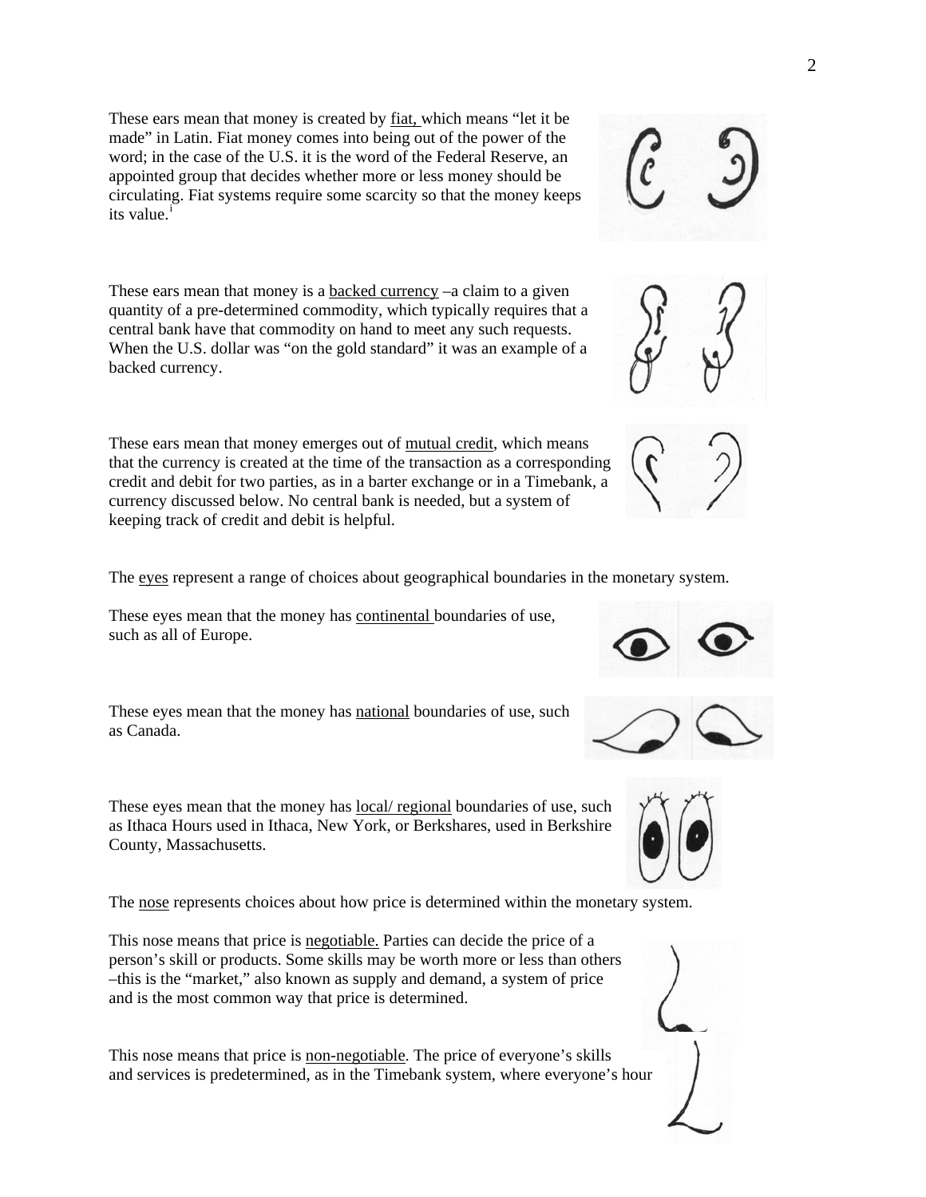These ears mean that money is created by fiat, which means "let it be made" in Latin. Fiat money comes into being out of the power of the word; in the case of the U.S. it is the word of the Federal Reserve, an appointed group that decides whether more or less money should be circulating. Fiat systems require some scarcity so that the money keeps its value.[i]

These ears mean that money is a backed currency –a claim to a given quantity of a pre-determined commodity, which typically requires that a central bank have that commodity on hand to meet any such requests. When the U.S. dollar was "on the gold standard" it was an example of a backed currency.

These ears mean that money emerges out of mutual credit, which means that the currency is created at the time of the transaction as a corresponding credit and debit for two parties, as in a barter exchange or in a Timebank, a currency discussed below. No central bank is needed, but a system of keeping track of credit and debit is helpful.

The eyes represent a range of choices about geographical boundaries in the monetary system.

These eyes mean that the money has continental boundaries of use, such as all of Europe.

These eyes mean that the money has national boundaries of use, such as Canada.

These eyes mean that the money has local/ regional boundaries of use, such as Ithaca Hours used in Ithaca, New York, or Berkshares, used in Berkshire County, Massachusetts.

The nose represents choices about how price is determined within the monetary system.

This nose means that price is negotiable. Parties can decide the price of a person's skill or products. Some skills may be worth more or less than others –this is the "market," also known as supply and demand, a system of price and is the most common way that price is determined.

This nose means that price is non-negotiable. The price of everyone's skills and services is predetermined, as in the Timebank system, where everyone's hour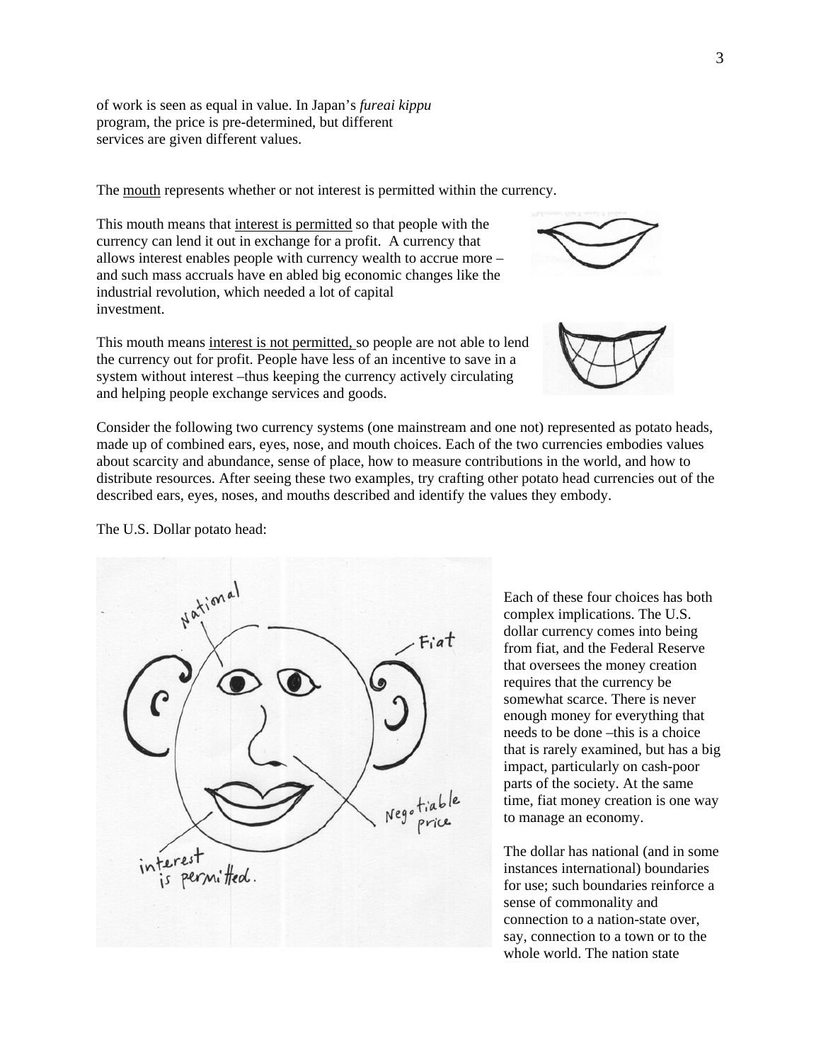of work is seen as equal in value. In Japan's *fureai kippu* program, the price is pre-determined, but different services are given different values.

The mouth represents whether or not interest is permitted within the currency.

This mouth means that interest is permitted so that people with the currency can lend it out in exchange for a profit. A currency that allows interest enables people with currency wealth to accrue more – and such mass accruals have en abled big economic changes like the industrial revolution, which needed a lot of capital investment.

This mouth means interest is not permitted, so people are not able to lend the currency out for profit. People have less of an incentive to save in a system without interest –thus keeping the currency actively circulating and helping people exchange services and goods.

Consider the following two currency systems (one mainstream and one not) represented as potato heads, made up of combined ears, eyes, nose, and mouth choices. Each of the two currencies embodies values about scarcity and abundance, sense of place, how to measure contributions in the world, and how to distribute resources. After seeing these two examples, try crafting other potato head currencies out of the described ears, eyes, noses, and mouths described and identify the values they embody.

The U.S. Dollar potato head:

Each of these four choices has both complex implications. The U.S. dollar currency comes into being from fiat, and the Federal Reserve that oversees the money creation requires that the currency be somewhat scarce. There is never enough money for everything that needs to be done –this is a choice that is rarely examined, but has a big impact, particularly on cash-poor parts of the society. At the same time, fiat money creation is one way to manage an economy.

The dollar has national (and in some instances international) boundaries for use; such boundaries reinforce a sense of commonality and connection to a nation-state over, say, connection to a town or to the whole world. The nation state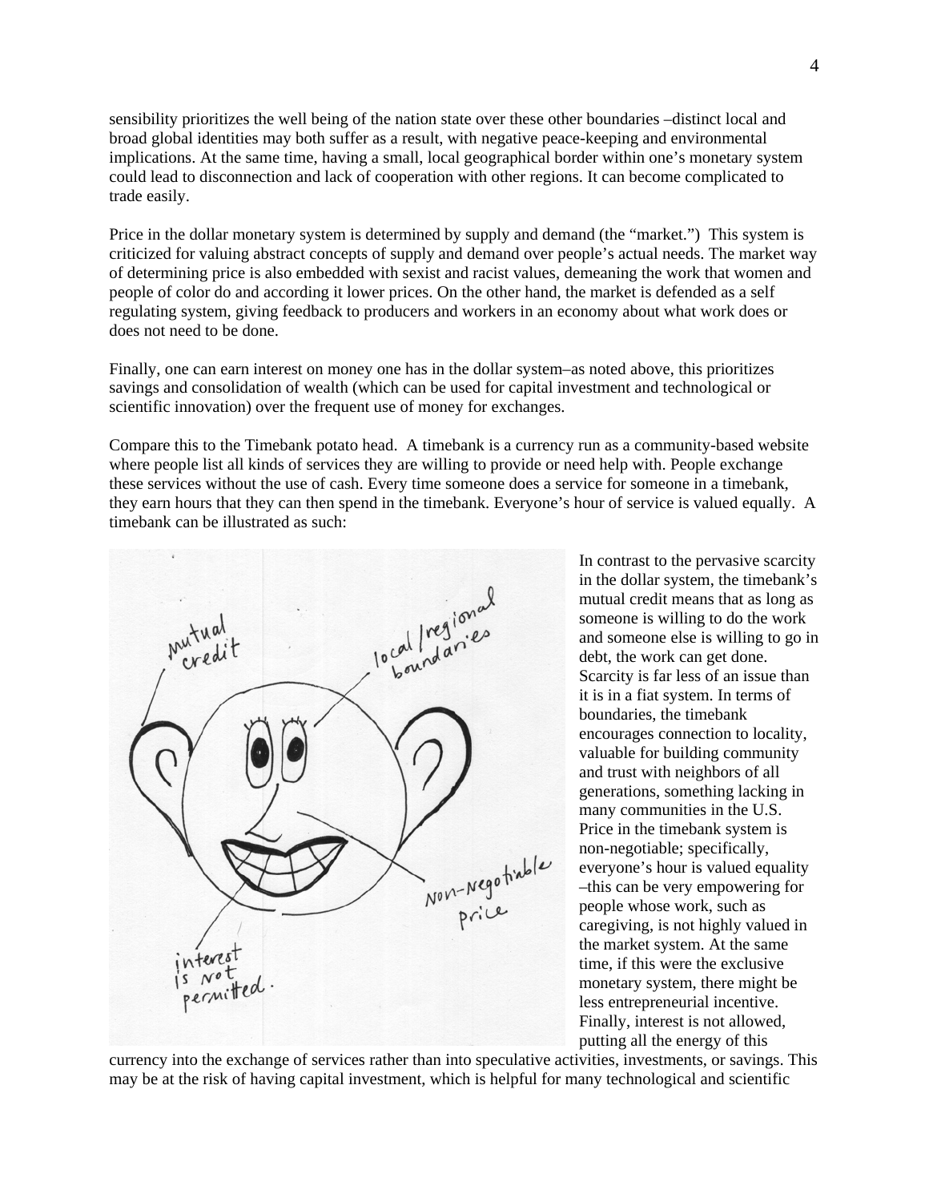sensibility prioritizes the well being of the nation state over these other boundaries –distinct local and broad global identities may both suffer as a result, with negative peace-keeping and environmental implications. At the same time, having a small, local geographical border within one's monetary system could lead to disconnection and lack of cooperation with other regions. It can become complicated to trade easily.

Price in the dollar monetary system is determined by supply and demand (the "market.") This system is criticized for valuing abstract concepts of supply and demand over people's actual needs. The market way of determining price is also embedded with sexist and racist values, demeaning the work that women and people of color do and according it lower prices. On the other hand, the market is defended as a self regulating system, giving feedback to producers and workers in an economy about what work does or does not need to be done.

Finally, one can earn interest on money one has in the dollar system–as noted above, this prioritizes savings and consolidation of wealth (which can be used for capital investment and technological or scientific innovation) over the frequent use of money for exchanges.

Compare this to the Timebank potato head. A timebank is a currency run as a community-based website where people list all kinds of services they are willing to provide or need help with. People exchange these services without the use of cash. Every time someone does a service for someone in a timebank, they earn hours that they can then spend in the timebank. Everyone's hour of service is valued equally. A timebank can be illustrated as such:

In contrast to the pervasive scarcity in the dollar system, the timebank's mutual credit means that as long as someone is willing to do the work and someone else is willing to go in debt, the work can get done. Scarcity is far less of an issue than it is in a fiat system. In terms of boundaries, the timebank encourages connection to locality, valuable for building community and trust with neighbors of all generations, something lacking in many communities in the U.S. Price in the timebank system is non-negotiable; specifically, everyone's hour is valued equality –this can be very empowering for people whose work, such as caregiving, is not highly valued in the market system. At the same time, if this were the exclusive monetary system, there might be less entrepreneurial incentive. Finally, interest is not allowed, putting all the energy of this currency into the exchange of services rather than into speculative activities, investments, or savings. This may be at the risk of having capital investment, which is helpful for many technological and scientific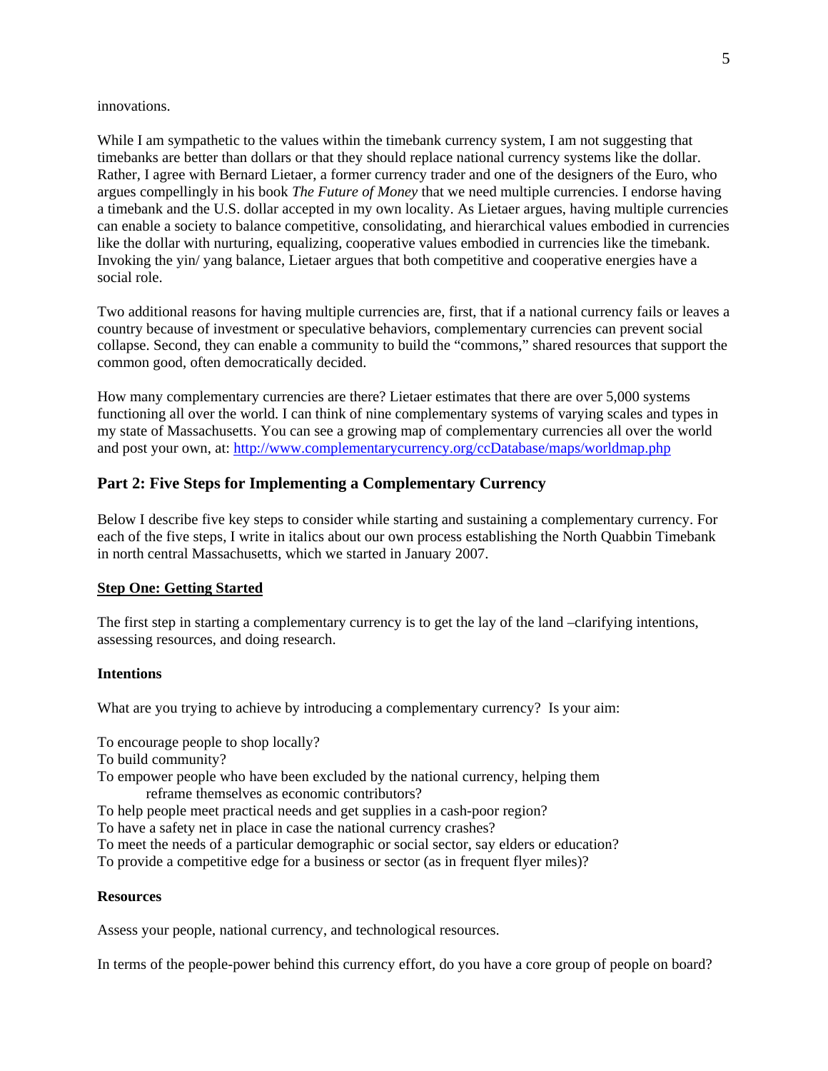innovations.

While I am sympathetic to the values within the timebank currency system, I am not suggesting that timebanks are better than dollars or that they should replace national currency systems like the dollar. Rather, I agree with Bernard Lietaer, a former currency trader and one of the designers of the Euro, who argues compellingly in his book *The Future of Money* that we need multiple currencies. I endorse having a timebank and the U.S. dollar accepted in my own locality. As Lietaer argues, having multiple currencies can enable a society to balance competitive, consolidating, and hierarchical values embodied in currencies like the dollar with nurturing, equalizing, cooperative values embodied in currencies like the timebank. Invoking the yin/ yang balance, Lietaer argues that both competitive and cooperative energies have a social role.

Two additional reasons for having multiple currencies are, first, that if a national currency fails or leaves a country because of investment or speculative behaviors, complementary currencies can prevent social collapse. Second, they can enable a community to build the "commons," shared resources that support the common good, often democratically decided.

How many complementary currencies are there? Lietaer estimates that there are over 5,000 systems functioning all over the world. I can think of nine complementary systems of varying scales and types in my state of Massachusetts. You can see a growing map of complementary currencies all over the world and post your own, at: http://www.complementarycurrency.org/ccDatabase/maps/worldmap.php

## Part 2: Five Steps for Implementing a Complementary Currency

Below I describe five key steps to consider while starting and sustaining a complementary currency. For each of the five steps, I write in italics about our own process establishing the North Quabbin Timebank in north central Massachusetts, which we started in January 2007.

### Step One: Getting Started

The first step in starting a complementary currency is to get the lay of the land –clarifying intentions, assessing resources, and doing research.

#### Intentions

What are you trying to achieve by introducing a complementary currency? Is your aim:

To encourage people to shop locally?
To build community?
To empower people who have been excluded by the national currency, helping them reframe themselves as economic contributors?
To help people meet practical needs and get supplies in a cash-poor region?
To have a safety net in place in case the national currency crashes?
To meet the needs of a particular demographic or social sector, say elders or education?
To provide a competitive edge for a business or sector (as in frequent flyer miles)?

#### Resources

Assess your people, national currency, and technological resources.

In terms of the people-power behind this currency effort, do you have a core group of people on board?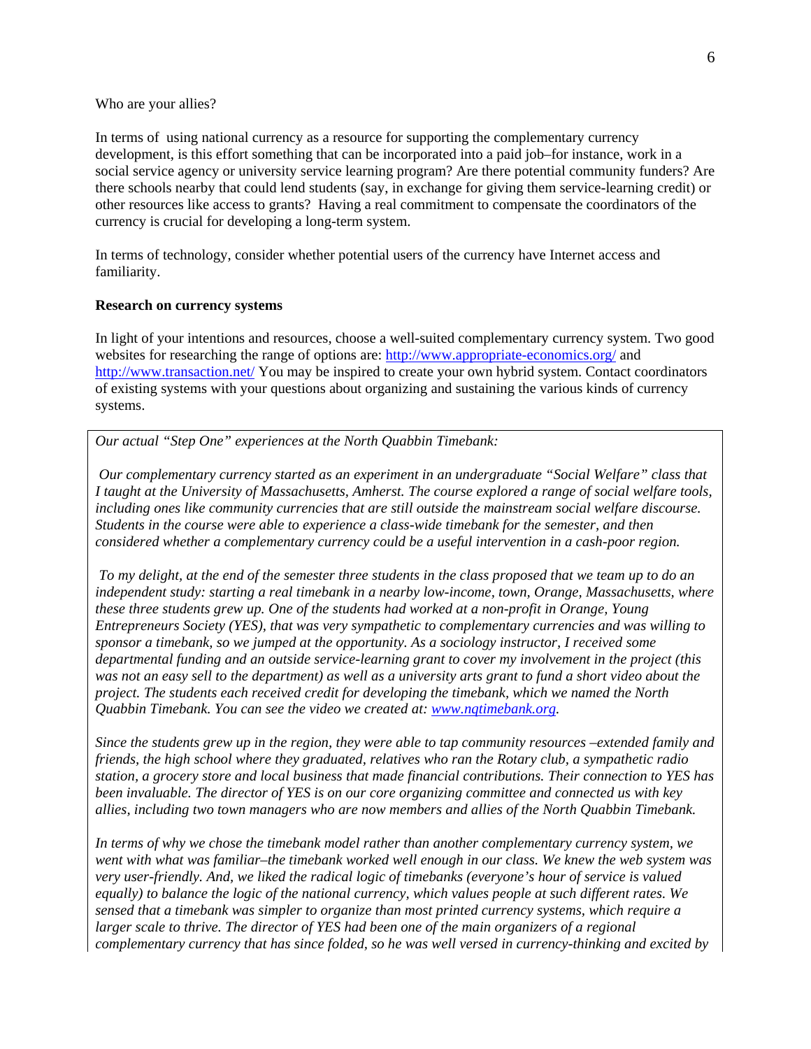Who are your allies?

In terms of using national currency as a resource for supporting the complementary currency development, is this effort something that can be incorporated into a paid job–for instance, work in a social service agency or university service learning program? Are there potential community funders? Are there schools nearby that could lend students (say, in exchange for giving them service-learning credit) or other resources like access to grants? Having a real commitment to compensate the coordinators of the currency is crucial for developing a long-term system.

In terms of technology, consider whether potential users of the currency have Internet access and familiarity.

**Research on currency systems**

In light of your intentions and resources, choose a well-suited complementary currency system. Two good websites for researching the range of options are: http://www.appropriate-economics.org/ and http://www.transaction.net/ You may be inspired to create your own hybrid system. Contact coordinators of existing systems with your questions about organizing and sustaining the various kinds of currency systems.

*Our actual "Step One" experiences at the North Quabbin Timebank:*

*Our complementary currency started as an experiment in an undergraduate "Social Welfare" class that I taught at the University of Massachusetts, Amherst. The course explored a range of social welfare tools, including ones like community currencies that are still outside the mainstream social welfare discourse. Students in the course were able to experience a class-wide timebank for the semester, and then considered whether a complementary currency could be a useful intervention in a cash-poor region.*

*To my delight, at the end of the semester three students in the class proposed that we team up to do an independent study: starting a real timebank in a nearby low-income, town, Orange, Massachusetts, where these three students grew up. One of the students had worked at a non-profit in Orange, Young Entrepreneurs Society (YES), that was very sympathetic to complementary currencies and was willing to sponsor a timebank, so we jumped at the opportunity. As a sociology instructor, I received some departmental funding and an outside service-learning grant to cover my involvement in the project (this was not an easy sell to the department) as well as a university arts grant to fund a short video about the project. The students each received credit for developing the timebank, which we named the North Quabbin Timebank. You can see the video we created at: www.nqtimebank.org.*

*Since the students grew up in the region, they were able to tap community resources –extended family and friends, the high school where they graduated, relatives who ran the Rotary club, a sympathetic radio station, a grocery store and local business that made financial contributions. Their connection to YES has been invaluable. The director of YES is on our core organizing committee and connected us with key allies, including two town managers who are now members and allies of the North Quabbin Timebank.*

*In terms of why we chose the timebank model rather than another complementary currency system, we went with what was familiar–the timebank worked well enough in our class. We knew the web system was very user-friendly. And, we liked the radical logic of timebanks (everyone's hour of service is valued equally) to balance the logic of the national currency, which values people at such different rates. We sensed that a timebank was simpler to organize than most printed currency systems, which require a larger scale to thrive. The director of YES had been one of the main organizers of a regional complementary currency that has since folded, so he was well versed in currency-thinking and excited by*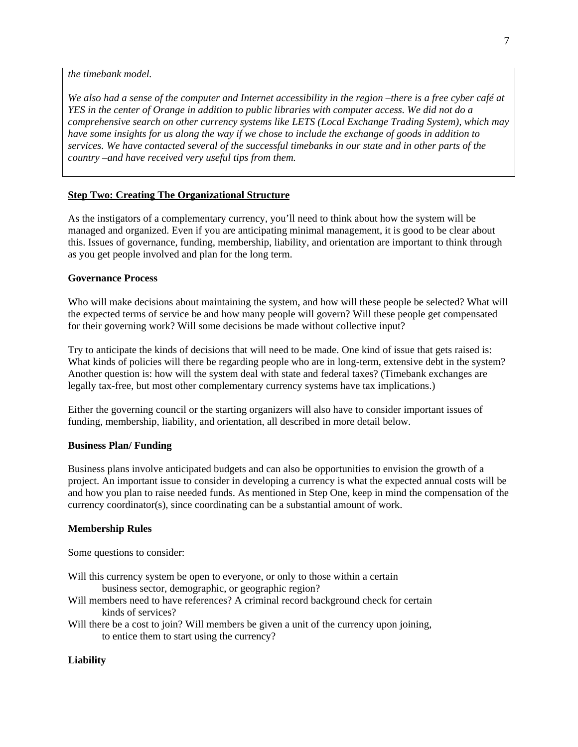*the timebank model.*

*We also had a sense of the computer and Internet accessibility in the region –there is a free cyber café at YES in the center of Orange in addition to public libraries with computer access. We did not do a comprehensive search on other currency systems like LETS (Local Exchange Trading System), which may have some insights for us along the way if we chose to include the exchange of goods in addition to services. We have contacted several of the successful timebanks in our state and in other parts of the country –and have received very useful tips from them.*

## **Step Two: Creating The Organizational Structure**

As the instigators of a complementary currency, you'll need to think about how the system will be managed and organized. Even if you are anticipating minimal management, it is good to be clear about this. Issues of governance, funding, membership, liability, and orientation are important to think through as you get people involved and plan for the long term.

### Governance Process

Who will make decisions about maintaining the system, and how will these people be selected? What will the expected terms of service be and how many people will govern? Will these people get compensated for their governing work? Will some decisions be made without collective input?

Try to anticipate the kinds of decisions that will need to be made. One kind of issue that gets raised is: What kinds of policies will there be regarding people who are in long-term, extensive debt in the system? Another question is: how will the system deal with state and federal taxes? (Timebank exchanges are legally tax-free, but most other complementary currency systems have tax implications.)

Either the governing council or the starting organizers will also have to consider important issues of funding, membership, liability, and orientation, all described in more detail below.

### Business Plan/ Funding

Business plans involve anticipated budgets and can also be opportunities to envision the growth of a project. An important issue to consider in developing a currency is what the expected annual costs will be and how you plan to raise needed funds. As mentioned in Step One, keep in mind the compensation of the currency coordinator(s), since coordinating can be a substantial amount of work.

### Membership Rules

Some questions to consider:

Will this currency system be open to everyone, or only to those within a certain business sector, demographic, or geographic region?

Will members need to have references? A criminal record background check for certain kinds of services?

Will there be a cost to join? Will members be given a unit of the currency upon joining, to entice them to start using the currency?

### Liability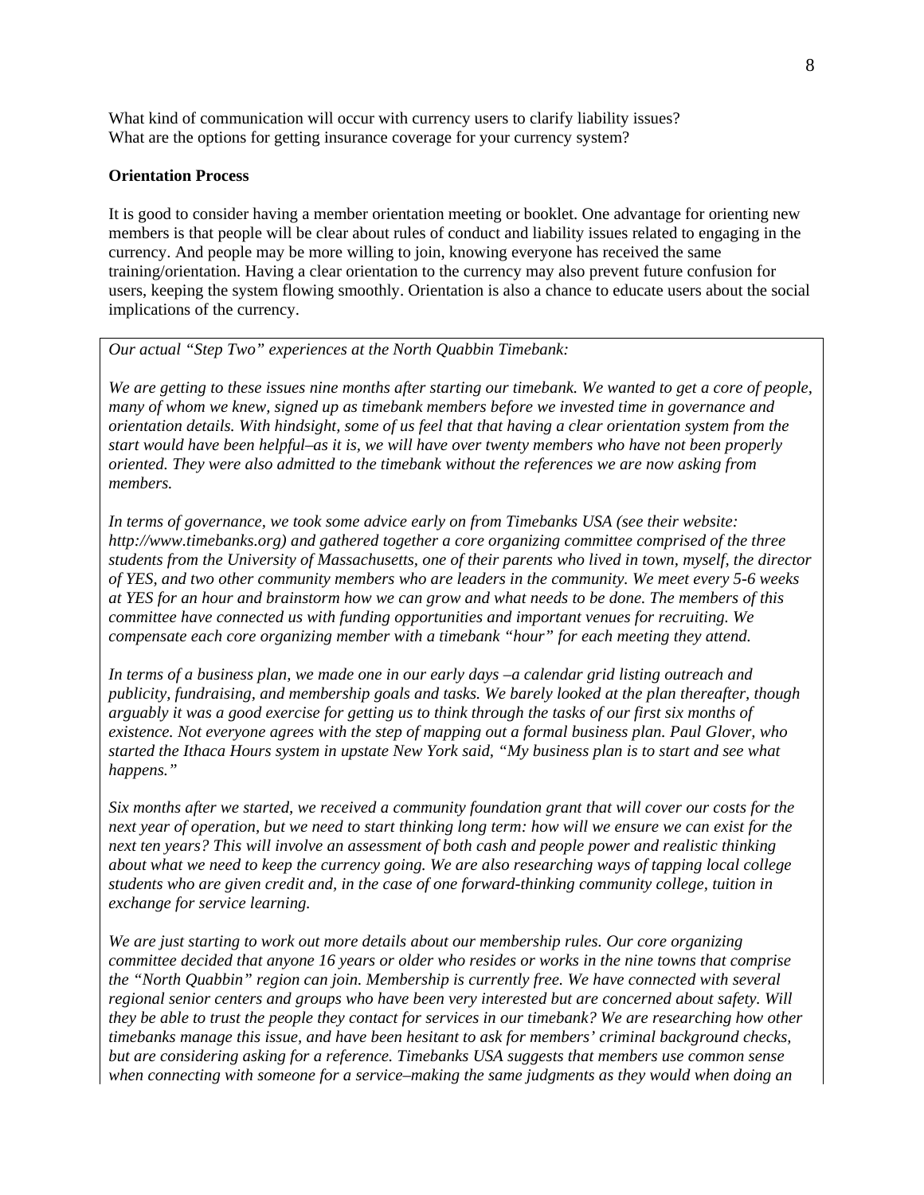What kind of communication will occur with currency users to clarify liability issues?
What are the options for getting insurance coverage for your currency system?

**Orientation Process**

It is good to consider having a member orientation meeting or booklet. One advantage for orienting new members is that people will be clear about rules of conduct and liability issues related to engaging in the currency. And people may be more willing to join, knowing everyone has received the same training/orientation. Having a clear orientation to the currency may also prevent future confusion for users, keeping the system flowing smoothly. Orientation is also a chance to educate users about the social implications of the currency.

*Our actual "Step Two" experiences at the North Quabbin Timebank:*

*We are getting to these issues nine months after starting our timebank. We wanted to get a core of people, many of whom we knew, signed up as timebank members before we invested time in governance and orientation details. With hindsight, some of us feel that that having a clear orientation system from the start would have been helpful–as it is, we will have over twenty members who have not been properly oriented. They were also admitted to the timebank without the references we are now asking from members.*

*In terms of governance, we took some advice early on from Timebanks USA (see their website: http://www.timebanks.org) and gathered together a core organizing committee comprised of the three students from the University of Massachusetts, one of their parents who lived in town, myself, the director of YES, and two other community members who are leaders in the community. We meet every 5-6 weeks at YES for an hour and brainstorm how we can grow and what needs to be done. The members of this committee have connected us with funding opportunities and important venues for recruiting. We compensate each core organizing member with a timebank "hour" for each meeting they attend.*

*In terms of a business plan, we made one in our early days –a calendar grid listing outreach and publicity, fundraising, and membership goals and tasks. We barely looked at the plan thereafter, though arguably it was a good exercise for getting us to think through the tasks of our first six months of existence. Not everyone agrees with the step of mapping out a formal business plan. Paul Glover, who started the Ithaca Hours system in upstate New York said, "My business plan is to start and see what happens."*

*Six months after we started, we received a community foundation grant that will cover our costs for the next year of operation, but we need to start thinking long term: how will we ensure we can exist for the next ten years? This will involve an assessment of both cash and people power and realistic thinking about what we need to keep the currency going. We are also researching ways of tapping local college students who are given credit and, in the case of one forward-thinking community college, tuition in exchange for service learning.*

*We are just starting to work out more details about our membership rules. Our core organizing committee decided that anyone 16 years or older who resides or works in the nine towns that comprise the "North Quabbin" region can join. Membership is currently free. We have connected with several regional senior centers and groups who have been very interested but are concerned about safety. Will they be able to trust the people they contact for services in our timebank? We are researching how other timebanks manage this issue, and have been hesitant to ask for members' criminal background checks, but are considering asking for a reference. Timebanks USA suggests that members use common sense when connecting with someone for a service–making the same judgments as they would when doing an*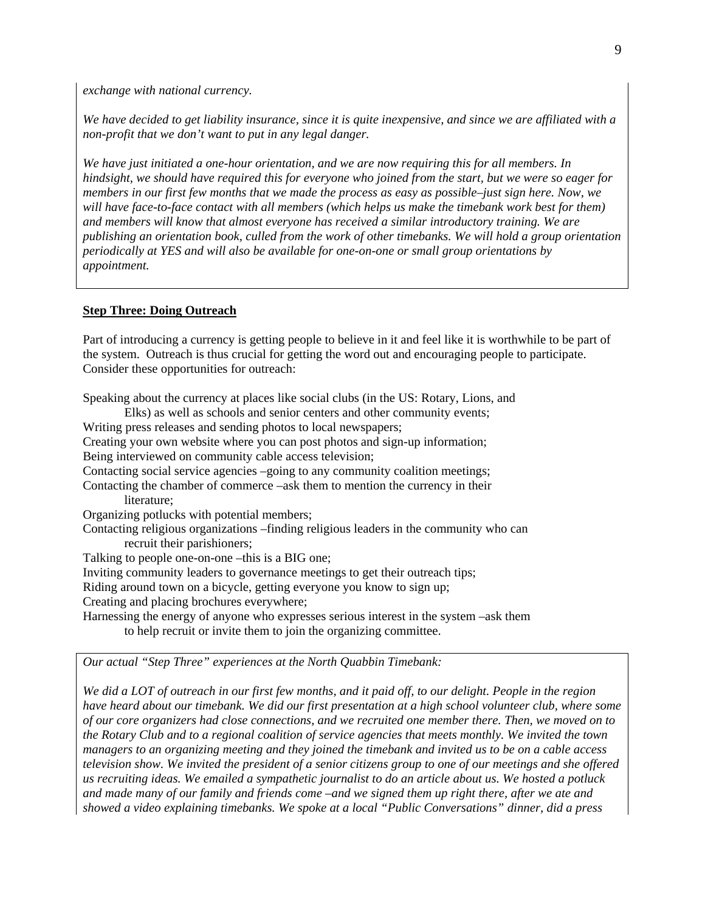*exchange with national currency.*

*We have decided to get liability insurance, since it is quite inexpensive, and since we are affiliated with a non-profit that we don't want to put in any legal danger.*

*We have just initiated a one-hour orientation, and we are now requiring this for all members. In hindsight, we should have required this for everyone who joined from the start, but we were so eager for members in our first few months that we made the process as easy as possible–just sign here. Now, we will have face-to-face contact with all members (which helps us make the timebank work best for them) and members will know that almost everyone has received a similar introductory training. We are publishing an orientation book, culled from the work of other timebanks. We will hold a group orientation periodically at YES and will also be available for one-on-one or small group orientations by appointment.*

## Step Three: Doing Outreach

Part of introducing a currency is getting people to believe in it and feel like it is worthwhile to be part of the system. Outreach is thus crucial for getting the word out and encouraging people to participate. Consider these opportunities for outreach:

Speaking about the currency at places like social clubs (in the US: Rotary, Lions, and Elks) as well as schools and senior centers and other community events;
Writing press releases and sending photos to local newspapers;
Creating your own website where you can post photos and sign-up information;
Being interviewed on community cable access television;
Contacting social service agencies –going to any community coalition meetings;
Contacting the chamber of commerce –ask them to mention the currency in their literature;
Organizing potlucks with potential members;
Contacting religious organizations –finding religious leaders in the community who can recruit their parishioners;
Talking to people one-on-one –this is a BIG one;
Inviting community leaders to governance meetings to get their outreach tips;
Riding around town on a bicycle, getting everyone you know to sign up;
Creating and placing brochures everywhere;
Harnessing the energy of anyone who expresses serious interest in the system –ask them to help recruit or invite them to join the organizing committee.

*Our actual "Step Three" experiences at the North Quabbin Timebank:*

*We did a LOT of outreach in our first few months, and it paid off, to our delight. People in the region have heard about our timebank. We did our first presentation at a high school volunteer club, where some of our core organizers had close connections, and we recruited one member there. Then, we moved on to the Rotary Club and to a regional coalition of service agencies that meets monthly. We invited the town managers to an organizing meeting and they joined the timebank and invited us to be on a cable access television show. We invited the president of a senior citizens group to one of our meetings and she offered us recruiting ideas. We emailed a sympathetic journalist to do an article about us. We hosted a potluck and made many of our family and friends come –and we signed them up right there, after we ate and showed a video explaining timebanks. We spoke at a local "Public Conversations" dinner, did a press*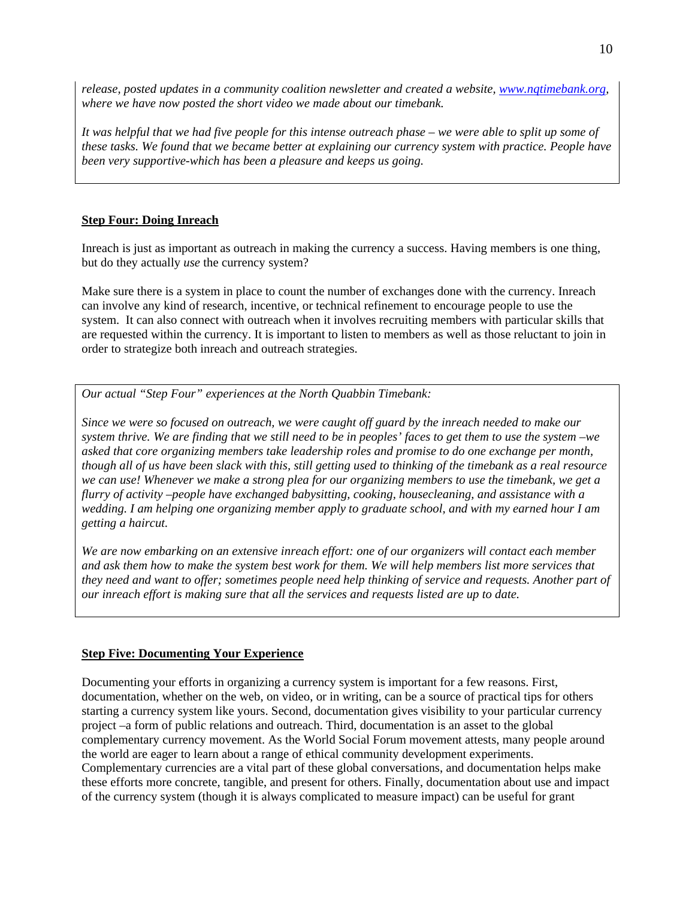*release, posted updates in a community coalition newsletter and created a website, [www.nqtimebank.org](http://www.nqtimebank.org), where we have now posted the short video we made about our timebank.*

*It was helpful that we had five people for this intense outreach phase – we were able to split up some of these tasks. We found that we became better at explaining our currency system with practice. People have been very supportive-which has been a pleasure and keeps us going.*

## Step Four: Doing Inreach

Inreach is just as important as outreach in making the currency a success. Having members is one thing, but do they actually *use* the currency system?

Make sure there is a system in place to count the number of exchanges done with the currency. Inreach can involve any kind of research, incentive, or technical refinement to encourage people to use the system. It can also connect with outreach when it involves recruiting members with particular skills that are requested within the currency. It is important to listen to members as well as those reluctant to join in order to strategize both inreach and outreach strategies.

*Our actual "Step Four" experiences at the North Quabbin Timebank:*

*Since we were so focused on outreach, we were caught off guard by the inreach needed to make our system thrive. We are finding that we still need to be in peoples' faces to get them to use the system –we asked that core organizing members take leadership roles and promise to do one exchange per month, though all of us have been slack with this, still getting used to thinking of the timebank as a real resource we can use! Whenever we make a strong plea for our organizing members to use the timebank, we get a flurry of activity –people have exchanged babysitting, cooking, housecleaning, and assistance with a wedding. I am helping one organizing member apply to graduate school, and with my earned hour I am getting a haircut.*

*We are now embarking on an extensive inreach effort: one of our organizers will contact each member and ask them how to make the system best work for them. We will help members list more services that they need and want to offer; sometimes people need help thinking of service and requests. Another part of our inreach effort is making sure that all the services and requests listed are up to date.*

## Step Five: Documenting Your Experience

Documenting your efforts in organizing a currency system is important for a few reasons. First, documentation, whether on the web, on video, or in writing, can be a source of practical tips for others starting a currency system like yours. Second, documentation gives visibility to your particular currency project –a form of public relations and outreach. Third, documentation is an asset to the global complementary currency movement. As the World Social Forum movement attests, many people around the world are eager to learn about a range of ethical community development experiments. Complementary currencies are a vital part of these global conversations, and documentation helps make these efforts more concrete, tangible, and present for others. Finally, documentation about use and impact of the currency system (though it is always complicated to measure impact) can be useful for grant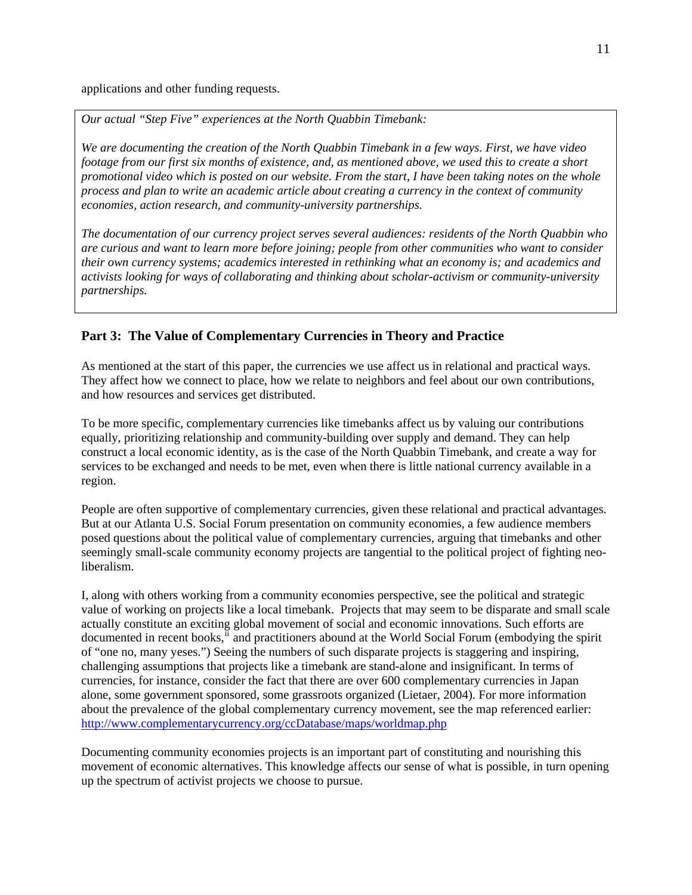applications and other funding requests.

*Our actual "Step Five" experiences at the North Quabbin Timebank:*

*We are documenting the creation of the North Quabbin Timebank in a few ways. First, we have video footage from our first six months of existence, and, as mentioned above, we used this to create a short promotional video which is posted on our website. From the start, I have been taking notes on the whole process and plan to write an academic article about creating a currency in the context of community economies, action research, and community-university partnerships.*

*The documentation of our currency project serves several audiences: residents of the North Quabbin who are curious and want to learn more before joining; people from other communities who want to consider their own currency systems; academics interested in rethinking what an economy is; and academics and activists looking for ways of collaborating and thinking about scholar-activism or community-university partnerships.*

## Part 3: The Value of Complementary Currencies in Theory and Practice

As mentioned at the start of this paper, the currencies we use affect us in relational and practical ways. They affect how we connect to place, how we relate to neighbors and feel about our own contributions, and how resources and services get distributed.

To be more specific, complementary currencies like timebanks affect us by valuing our contributions equally, prioritizing relationship and community-building over supply and demand. They can help construct a local economic identity, as is the case of the North Quabbin Timebank, and create a way for services to be exchanged and needs to be met, even when there is little national currency available in a region.

People are often supportive of complementary currencies, given these relational and practical advantages. But at our Atlanta U.S. Social Forum presentation on community economies, a few audience members posed questions about the political value of complementary currencies, arguing that timebanks and other seemingly small-scale community economy projects are tangential to the political project of fighting neo-liberalism.

I, along with others working from a community economies perspective, see the political and strategic value of working on projects like a local timebank. Projects that may seem to be disparate and small scale actually constitute an exciting global movement of social and economic innovations. Such efforts are documented in recent books,[ii] and practitioners abound at the World Social Forum (embodying the spirit of "one no, many yeses.") Seeing the numbers of such disparate projects is staggering and inspiring, challenging assumptions that projects like a timebank are stand-alone and insignificant. In terms of currencies, for instance, consider the fact that there are over 600 complementary currencies in Japan alone, some government sponsored, some grassroots organized (Lietaer, 2004). For more information about the prevalence of the global complementary currency movement, see the map referenced earlier: http://www.complementarycurrency.org/ccDatabase/maps/worldmap.php

Documenting community economies projects is an important part of constituting and nourishing this movement of economic alternatives. This knowledge affects our sense of what is possible, in turn opening up the spectrum of activist projects we choose to pursue.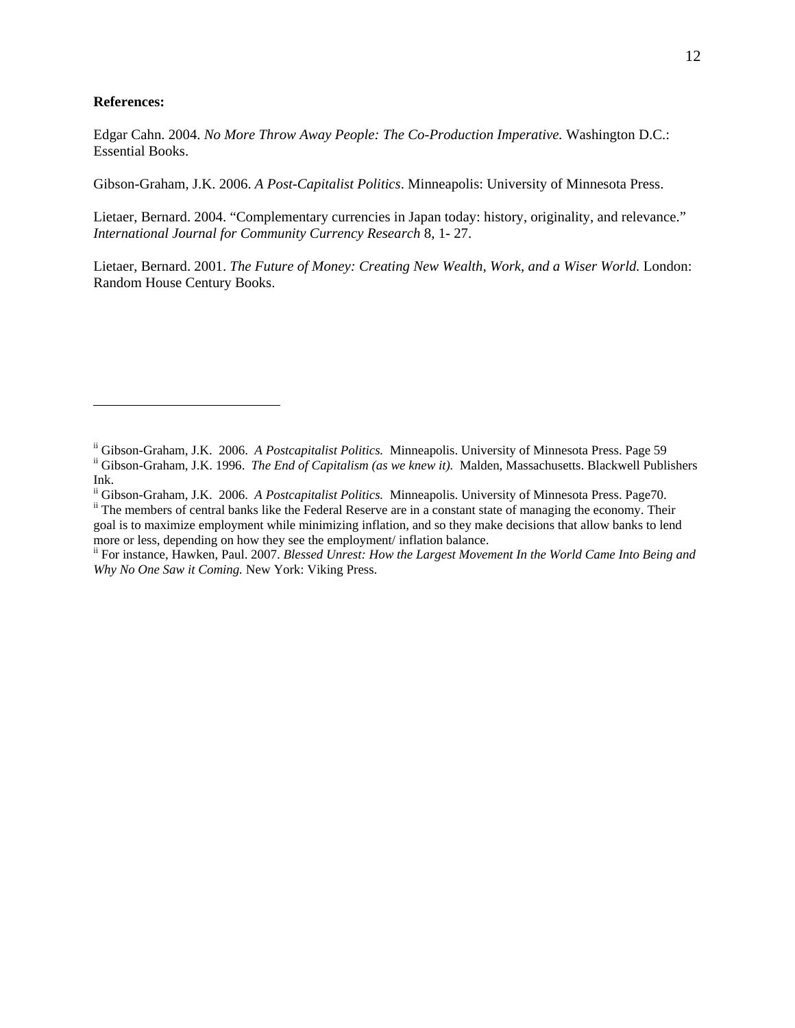**References:**

Edgar Cahn. 2004. *No More Throw Away People: The Co-Production Imperative.* Washington D.C.: Essential Books.

Gibson-Graham, J.K. 2006. *A Post-Capitalist Politics*. Minneapolis: University of Minnesota Press.

Lietaer, Bernard. 2004. "Complementary currencies in Japan today: history, originality, and relevance." *International Journal for Community Currency Research* 8, 1- 27.

Lietaer, Bernard. 2001. *The Future of Money: Creating New Wealth, Work, and a Wiser World.* London: Random House Century Books.

---

[ii] Gibson-Graham, J.K. 2006. *A Postcapitalist Politics.* Minneapolis. University of Minnesota Press. Page 59

[ii] Gibson-Graham, J.K. 1996. *The End of Capitalism (as we knew it).* Malden, Massachusetts. Blackwell Publishers Ink.

[ii] Gibson-Graham, J.K. 2006. *A Postcapitalist Politics.* Minneapolis. University of Minnesota Press. Page70.

[ii] The members of central banks like the Federal Reserve are in a constant state of managing the economy. Their goal is to maximize employment while minimizing inflation, and so they make decisions that allow banks to lend more or less, depending on how they see the employment/ inflation balance.

[ii] For instance, Hawken, Paul. 2007. *Blessed Unrest: How the Largest Movement In the World Came Into Being and Why No One Saw it Coming.* New York: Viking Press.